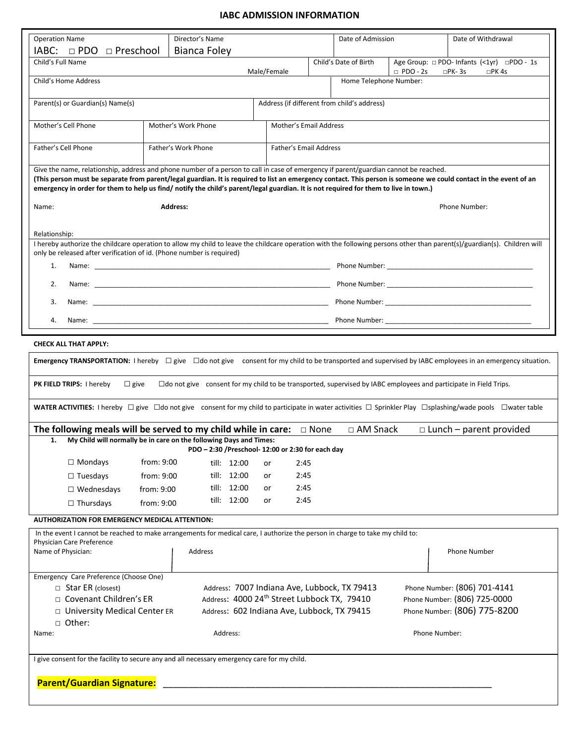# IABC ADMISSION INFORMATION

| Operation Name | Director's Name | Date of Admission | Date of Withdrawal |
|---|---|---|---|
| IABC: □ PDO □ Preschool | Bianca Foley | | |

| Child's Full Name | Male/Female | Child's Date of Birth | Age Group: □ PDO- Infants (<1yr) □PDO - 1s □ PDO - 2s □PK- 3s □PK 4s |
|---|---|---|---|

| Child's Home Address | Home Telephone Number: |
|---|---|

| Parent(s) or Guardian(s) Name(s) | Address (if different from child's address) |
|---|---|

| Mother's Cell Phone | Mother's Work Phone | Mother's Email Address |
|---|---|---|

| Father's Cell Phone | Father's Work Phone | Father's Email Address |
|---|---|---|

Give the name, relationship, address and phone number of a person to call in case of emergency if parent/guardian cannot be reached.
**(This person must be separate from parent/legal guardian. It is required to list an emergency contact. This person is someone we could contact in the event of an emergency in order for them to help us find/ notify the child's parent/legal guardian. It is not required for them to live in town.)**

Name: **Address:** Phone Number:

Relationship:

I hereby authorize the childcare operation to allow my child to leave the childcare operation with the following persons other than parent(s)/guardian(s). Children will only be released after verification of id. (Phone number is required)

1. Name: ______________________ Phone Number: ______________________
2. Name: ______________________ Phone Number: ______________________
3. Name: ______________________ Phone Number: ______________________
4. Name: ______________________ Phone Number: ______________________

**CHECK ALL THAT APPLY:**

**Emergency TRANSPORTATION:** I hereby ☐ give ☐do not give consent for my child to be transported and supervised by IABC employees in an emergency situation.

**PK FIELD TRIPS:** I hereby ☐ give ☐do not give consent for my child to be transported, supervised by IABC employees and participate in Field Trips.

**WATER ACTIVITIES:** I hereby ☐ give ☐do not give consent for my child to participate in water activities ☐ Sprinkler Play ☐splashing/wade pools ☐water table

**The following meals will be served to my child while in care:** □ None □ AM Snack □ Lunch – parent provided

1. **My Child will normally be in care on the following Days and Times:**

**PDO – 2:30 /Preschool- 12:00 or 2:30 for each day**

| Day | From | Till | | |
|---|---|---|---|---|
| ☐ Mondays | from: 9:00 | till: 12:00 | or | 2:45 |
| ☐ Tuesdays | from: 9:00 | till: 12:00 | or | 2:45 |
| ☐ Wednesdays | from: 9:00 | till: 12:00 | or | 2:45 |
| ☐ Thursdays | from: 9:00 | till: 12:00 | or | 2:45 |

**AUTHORIZATION FOR EMERGENCY MEDICAL ATTENTION:**

In the event I cannot be reached to make arrangements for medical care, I authorize the person in charge to take my child to:

Physician Care Preference

| Name of Physician: | Address | Phone Number |
|---|---|---|

Emergency Care Preference (Choose One)

| | Address | Phone Number |
|---|---|---|
| □ Star ER (closest) | Address: 7007 Indiana Ave, Lubbock, TX 79413 | Phone Number: (806) 701-4141 |
| □ Covenant Children's ER | Address: 4000 24th Street Lubbock TX, 79410 | Phone Number: (806) 725-0000 |
| □ University Medical Center ER | Address: 602 Indiana Ave, Lubbock, TX 79415 | Phone Number: (806) 775-8200 |
| □ Other: | | |

Name: Address: Phone Number:

I give consent for the facility to secure any and all necessary emergency care for my child.

**Parent/Guardian Signature:** ____________________________________________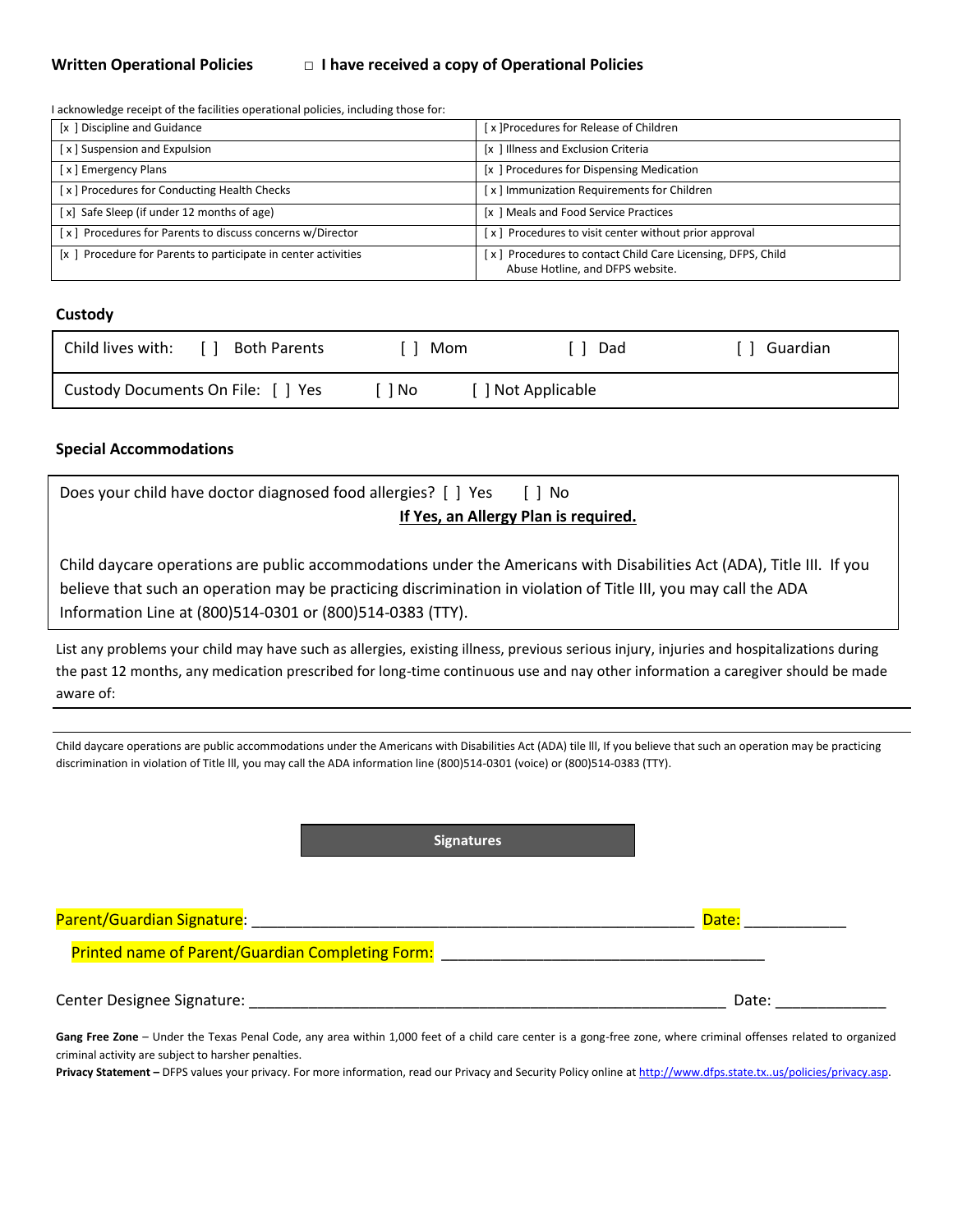**Written Operational Policies** □ **I have received a copy of Operational Policies**

I acknowledge receipt of the facilities operational policies, including those for:

| | |
|---|---|
| [x ] Discipline and Guidance | [ x ]Procedures for Release of Children |
| [ x ] Suspension and Expulsion | [x ] Illness and Exclusion Criteria |
| [ x ] Emergency Plans | [x ] Procedures for Dispensing Medication |
| [ x ] Procedures for Conducting Health Checks | [ x ] Immunization Requirements for Children |
| [ x] Safe Sleep (if under 12 months of age) | [x ] Meals and Food Service Practices |
| [ x ] Procedures for Parents to discuss concerns w/Director | [ x ] Procedures to visit center without prior approval |
| [x ] Procedure for Parents to participate in center activities | [ x ] Procedures to contact Child Care Licensing, DFPS, Child Abuse Hotline, and DFPS website. |

### Custody

| | | | | |
|---|---|---|---|---|
| Child lives with: | [ ] Both Parents | [ ] Mom | [ ] Dad | [ ] Guardian |
| Custody Documents On File: [ ] Yes | [ ] No | [ ] Not Applicable | | |

### Special Accommodations

Does your child have doctor diagnosed food allergies? [ ] Yes [ ] No

**If Yes, an Allergy Plan is required.**

Child daycare operations are public accommodations under the Americans with Disabilities Act (ADA), Title III. If you believe that such an operation may be practicing discrimination in violation of Title III, you may call the ADA Information Line at (800)514-0301 or (800)514-0383 (TTY).

List any problems your child may have such as allergies, existing illness, previous serious injury, injuries and hospitalizations during the past 12 months, any medication prescribed for long-time continuous use and nay other information a caregiver should be made aware of:

---

Child daycare operations are public accommodations under the Americans with Disabilities Act (ADA) tile lll, If you believe that such an operation may be practicing discrimination in violation of Title lll, you may call the ADA information line (800)514-0301 (voice) or (800)514-0383 (TTY).

**Signatures**

Parent/Guardian Signature: ____________________________________________________ Date: ___________

Printed name of Parent/Guardian Completing Form: ____________________________________

Center Designee Signature: _______________________________________________________ Date: ____________

**Gang Free Zone** – Under the Texas Penal Code, any area within 1,000 feet of a child care center is a gong-free zone, where criminal offenses related to organized criminal activity are subject to harsher penalties.

**Privacy Statement –** DFPS values your privacy. For more information, read our Privacy and Security Policy online at http://www.dfps.state.tx..us/policies/privacy.asp.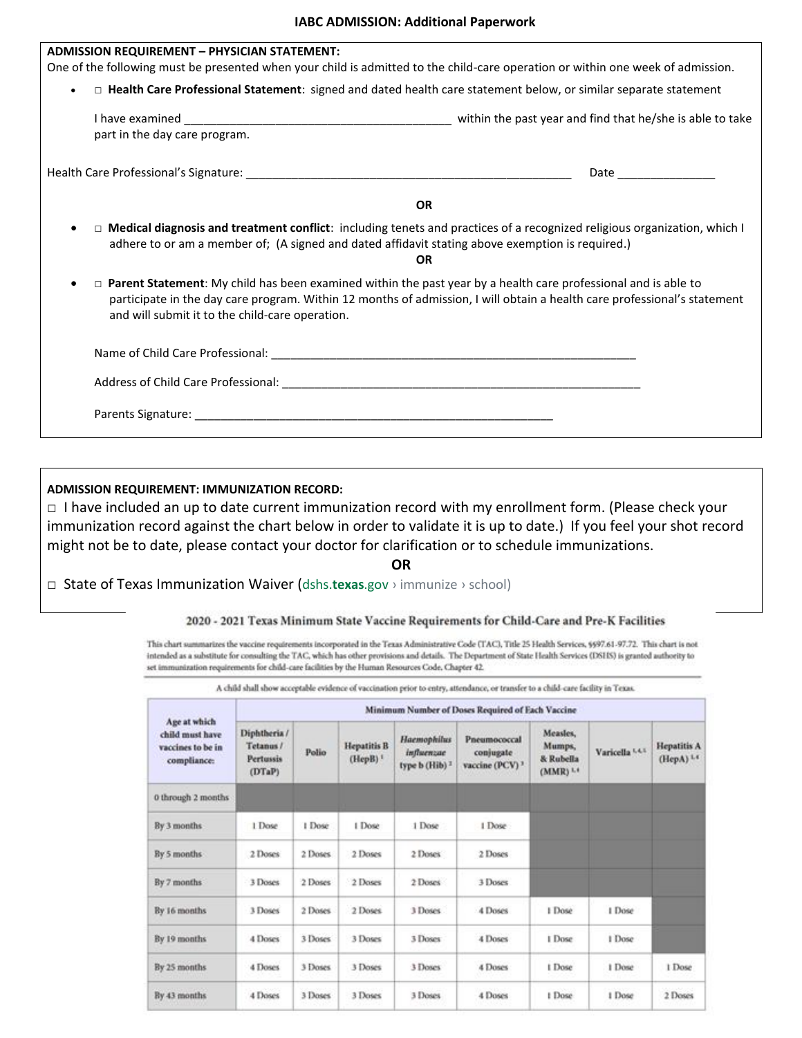# IABC ADMISSION: Additional Paperwork

**ADMISSION REQUIREMENT – PHYSICIAN STATEMENT:**

One of the following must be presented when your child is admitted to the child-care operation or within one week of admission.

- □ **Health Care Professional Statement**: signed and dated health care statement below, or similar separate statement

  I have examined ________________________________________ within the past year and find that he/she is able to take part in the day care program.

Health Care Professional's Signature: ______________________________________________ Date _______________

**OR**

- □ **Medical diagnosis and treatment conflict**: including tenets and practices of a recognized religious organization, which I adhere to or am a member of; (A signed and dated affidavit stating above exemption is required.)

**OR**

- □ **Parent Statement**: My child has been examined within the past year by a health care professional and is able to participate in the day care program. Within 12 months of admission, I will obtain a health care professional's statement and will submit it to the child-care operation.

  Name of Child Care Professional: ____________________________________________________________

  Address of Child Care Professional: __________________________________________________________

  Parents Signature: ____________________________________________________________

**ADMISSION REQUIREMENT: IMMUNIZATION RECORD:**

□ I have included an up to date current immunization record with my enrollment form. (Please check your immunization record against the chart below in order to validate it is up to date.) If you feel your shot record might not be to date, please contact your doctor for clarification or to schedule immunizations.

**OR**

□ State of Texas Immunization Waiver (dshs.texas.gov › immunize › school)

## 2020 - 2021 Texas Minimum State Vaccine Requirements for Child-Care and Pre-K Facilities

This chart summarizes the vaccine requirements incorporated in the Texas Administrative Code (TAC), Title 25 Health Services, §§97.61-97.72. This chart is not intended as a substitute for consulting the TAC, which has other provisions and details. The Department of State Health Services (DSHS) is granted authority to set immunization requirements for child-care facilities by the Human Resources Code, Chapter 42.

A child shall show acceptable evidence of vaccination prior to entry, attendance, or transfer to a child-care facility in Texas.

| Age at which child must have vaccines to be in compliance: | Minimum Number of Doses Required of Each Vaccine | | | | | | | |
|---|---|---|---|---|---|---|---|---|
| | Diphtheria / Tetanus / Pertussis (DTaP) | Polio | Hepatitis B (HepB) [1] | *Haemophilus influenzae* type b (Hib) [2] | Pneumococcal conjugate vaccine (PCV) [3] | Measles, Mumps, & Rubella (MMR) [1,4] | Varicella [1,4,5] | Hepatitis A (HepA) [1,4] |
| 0 through 2 months | | | | | | | | |
| By 3 months | 1 Dose | 1 Dose | 1 Dose | 1 Dose | 1 Dose | | | |
| By 5 months | 2 Doses | 2 Doses | 2 Doses | 2 Doses | 2 Doses | | | |
| By 7 months | 3 Doses | 2 Doses | 2 Doses | 2 Doses | 3 Doses | | | |
| By 16 months | 3 Doses | 2 Doses | 2 Doses | 3 Doses | 4 Doses | 1 Dose | 1 Dose | |
| By 19 months | 4 Doses | 3 Doses | 3 Doses | 3 Doses | 4 Doses | 1 Dose | 1 Dose | |
| By 25 months | 4 Doses | 3 Doses | 3 Doses | 3 Doses | 4 Doses | 1 Dose | 1 Dose | 1 Dose |
| By 43 months | 4 Doses | 3 Doses | 3 Doses | 3 Doses | 4 Doses | 1 Dose | 1 Dose | 2 Doses |